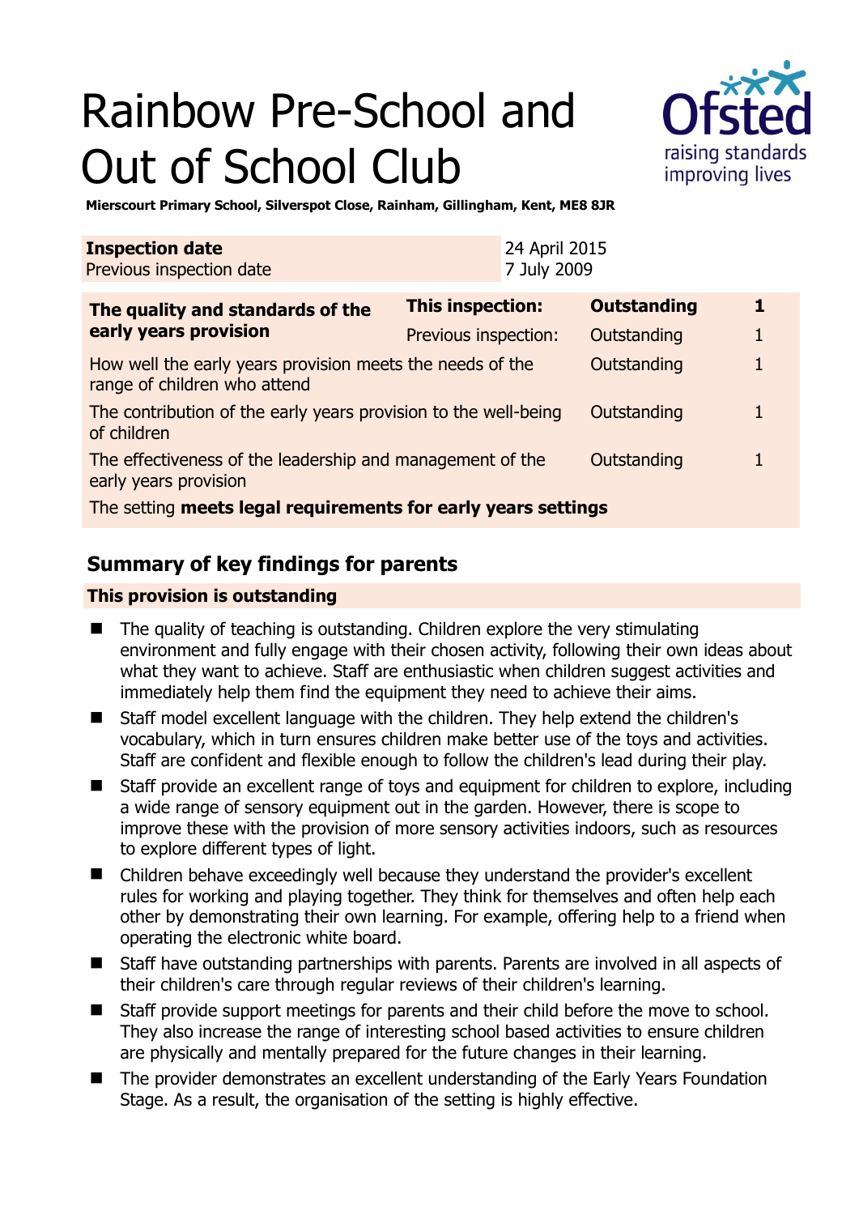# Rainbow Pre-School and Out of School Club

**Mierscourt Primary School, Silverspot Close, Rainham, Gillingham, Kent, ME8 8JR**

| | |
|---|---|
| **Inspection date** | 24 April 2015 |
| Previous inspection date | 7 July 2009 |

| | | | |
|---|---|---|---|
| **The quality and standards of the early years provision** | **This inspection:** | **Outstanding** | **1** |
| | Previous inspection: | Outstanding | 1 |
| How well the early years provision meets the needs of the range of children who attend | | Outstanding | 1 |
| The contribution of the early years provision to the well-being of children | | Outstanding | 1 |
| The effectiveness of the leadership and management of the early years provision | | Outstanding | 1 |
| The setting **meets legal requirements for early years settings** | | | |

## Summary of key findings for parents

**This provision is outstanding**

- The quality of teaching is outstanding. Children explore the very stimulating environment and fully engage with their chosen activity, following their own ideas about what they want to achieve. Staff are enthusiastic when children suggest activities and immediately help them find the equipment they need to achieve their aims.
- Staff model excellent language with the children. They help extend the children's vocabulary, which in turn ensures children make better use of the toys and activities. Staff are confident and flexible enough to follow the children's lead during their play.
- Staff provide an excellent range of toys and equipment for children to explore, including a wide range of sensory equipment out in the garden. However, there is scope to improve these with the provision of more sensory activities indoors, such as resources to explore different types of light.
- Children behave exceedingly well because they understand the provider's excellent rules for working and playing together. They think for themselves and often help each other by demonstrating their own learning. For example, offering help to a friend when operating the electronic white board.
- Staff have outstanding partnerships with parents. Parents are involved in all aspects of their children's care through regular reviews of their children's learning.
- Staff provide support meetings for parents and their child before the move to school. They also increase the range of interesting school based activities to ensure children are physically and mentally prepared for the future changes in their learning.
- The provider demonstrates an excellent understanding of the Early Years Foundation Stage. As a result, the organisation of the setting is highly effective.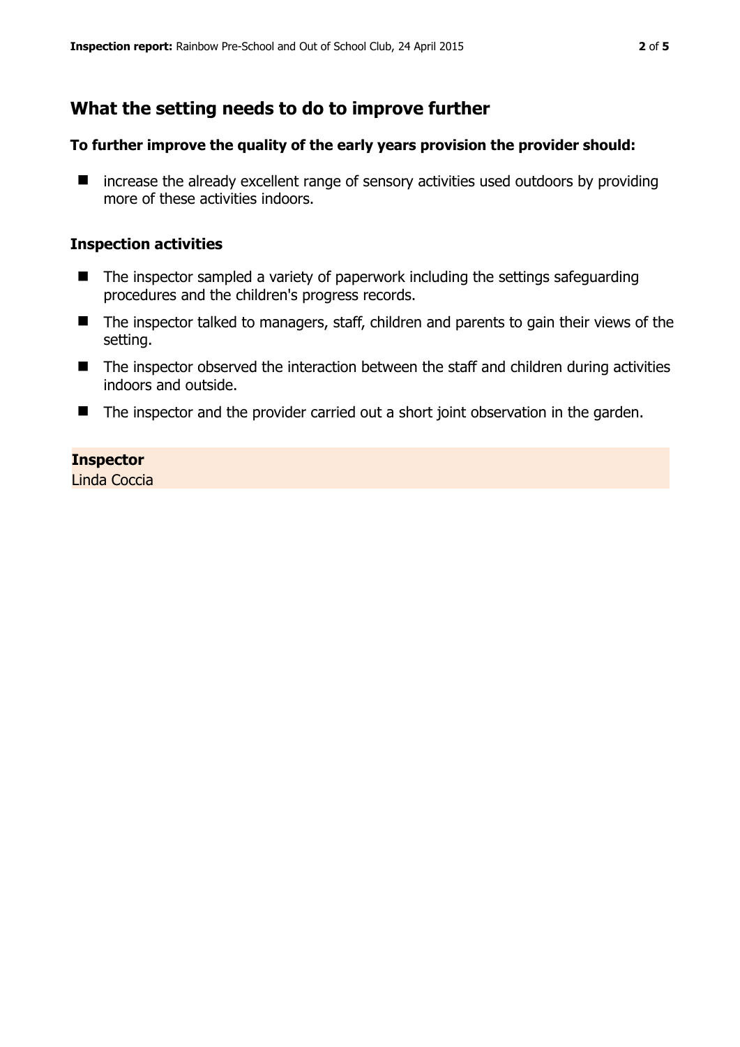## What the setting needs to do to improve further

**To further improve the quality of the early years provision the provider should:**

- increase the already excellent range of sensory activities used outdoors by providing more of these activities indoors.

### Inspection activities

- The inspector sampled a variety of paperwork including the settings safeguarding procedures and the children's progress records.
- The inspector talked to managers, staff, children and parents to gain their views of the setting.
- The inspector observed the interaction between the staff and children during activities indoors and outside.
- The inspector and the provider carried out a short joint observation in the garden.

**Inspector**
Linda Coccia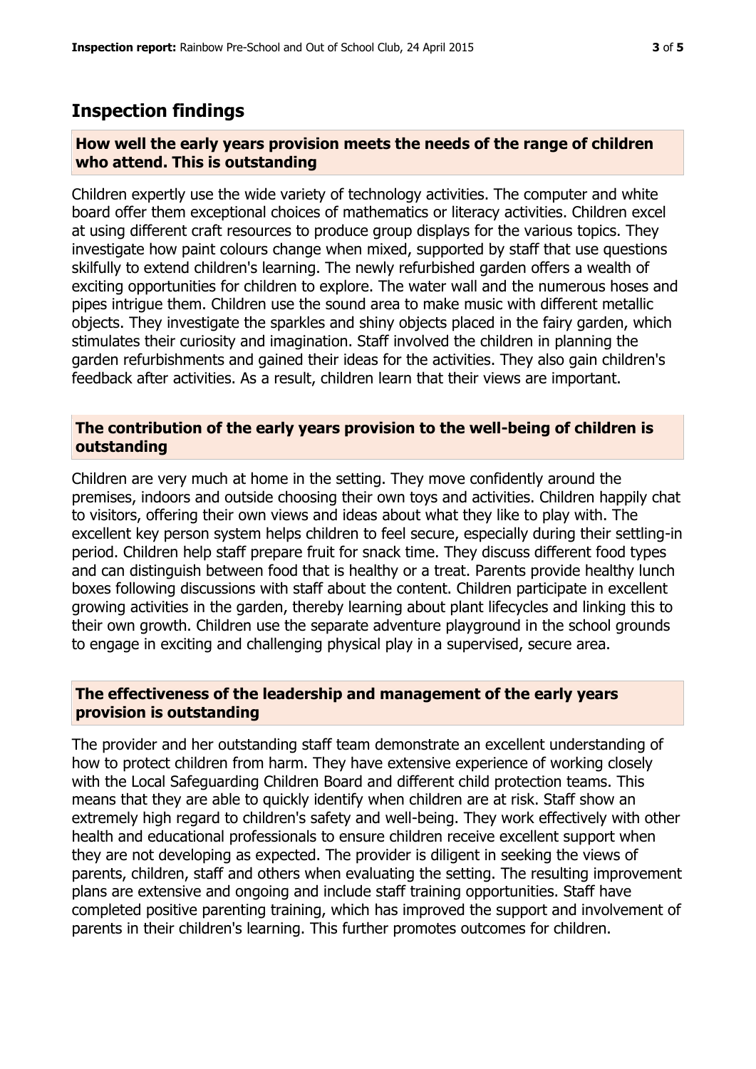## Inspection findings

### How well the early years provision meets the needs of the range of children who attend. This is outstanding

Children expertly use the wide variety of technology activities. The computer and white board offer them exceptional choices of mathematics or literacy activities. Children excel at using different craft resources to produce group displays for the various topics. They investigate how paint colours change when mixed, supported by staff that use questions skilfully to extend children's learning. The newly refurbished garden offers a wealth of exciting opportunities for children to explore. The water wall and the numerous hoses and pipes intrigue them. Children use the sound area to make music with different metallic objects. They investigate the sparkles and shiny objects placed in the fairy garden, which stimulates their curiosity and imagination. Staff involved the children in planning the garden refurbishments and gained their ideas for the activities. They also gain children's feedback after activities. As a result, children learn that their views are important.

### The contribution of the early years provision to the well-being of children is outstanding

Children are very much at home in the setting. They move confidently around the premises, indoors and outside choosing their own toys and activities. Children happily chat to visitors, offering their own views and ideas about what they like to play with. The excellent key person system helps children to feel secure, especially during their settling-in period. Children help staff prepare fruit for snack time. They discuss different food types and can distinguish between food that is healthy or a treat. Parents provide healthy lunch boxes following discussions with staff about the content. Children participate in excellent growing activities in the garden, thereby learning about plant lifecycles and linking this to their own growth. Children use the separate adventure playground in the school grounds to engage in exciting and challenging physical play in a supervised, secure area.

### The effectiveness of the leadership and management of the early years provision is outstanding

The provider and her outstanding staff team demonstrate an excellent understanding of how to protect children from harm. They have extensive experience of working closely with the Local Safeguarding Children Board and different child protection teams. This means that they are able to quickly identify when children are at risk. Staff show an extremely high regard to children's safety and well-being. They work effectively with other health and educational professionals to ensure children receive excellent support when they are not developing as expected. The provider is diligent in seeking the views of parents, children, staff and others when evaluating the setting. The resulting improvement plans are extensive and ongoing and include staff training opportunities. Staff have completed positive parenting training, which has improved the support and involvement of parents in their children's learning. This further promotes outcomes for children.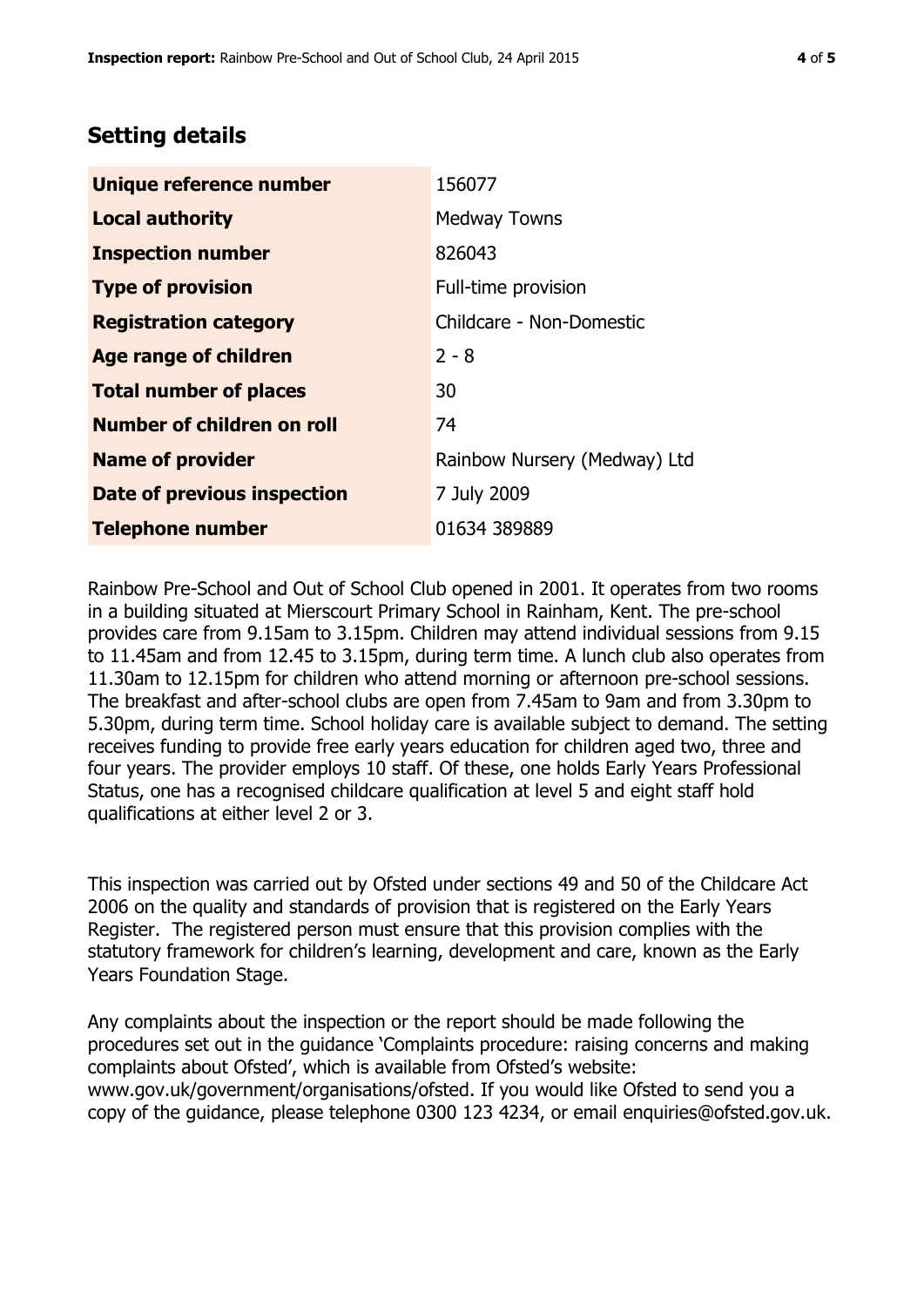## Setting details

| | |
|---|---|
| **Unique reference number** | 156077 |
| **Local authority** | Medway Towns |
| **Inspection number** | 826043 |
| **Type of provision** | Full-time provision |
| **Registration category** | Childcare - Non-Domestic |
| **Age range of children** | 2 - 8 |
| **Total number of places** | 30 |
| **Number of children on roll** | 74 |
| **Name of provider** | Rainbow Nursery (Medway) Ltd |
| **Date of previous inspection** | 7 July 2009 |
| **Telephone number** | 01634 389889 |

Rainbow Pre-School and Out of School Club opened in 2001. It operates from two rooms in a building situated at Mierscourt Primary School in Rainham, Kent. The pre-school provides care from 9.15am to 3.15pm. Children may attend individual sessions from 9.15 to 11.45am and from 12.45 to 3.15pm, during term time. A lunch club also operates from 11.30am to 12.15pm for children who attend morning or afternoon pre-school sessions. The breakfast and after-school clubs are open from 7.45am to 9am and from 3.30pm to 5.30pm, during term time. School holiday care is available subject to demand. The setting receives funding to provide free early years education for children aged two, three and four years. The provider employs 10 staff. Of these, one holds Early Years Professional Status, one has a recognised childcare qualification at level 5 and eight staff hold qualifications at either level 2 or 3.

This inspection was carried out by Ofsted under sections 49 and 50 of the Childcare Act 2006 on the quality and standards of provision that is registered on the Early Years Register. The registered person must ensure that this provision complies with the statutory framework for children's learning, development and care, known as the Early Years Foundation Stage.

Any complaints about the inspection or the report should be made following the procedures set out in the guidance 'Complaints procedure: raising concerns and making complaints about Ofsted', which is available from Ofsted's website: www.gov.uk/government/organisations/ofsted. If you would like Ofsted to send you a copy of the guidance, please telephone 0300 123 4234, or email enquiries@ofsted.gov.uk.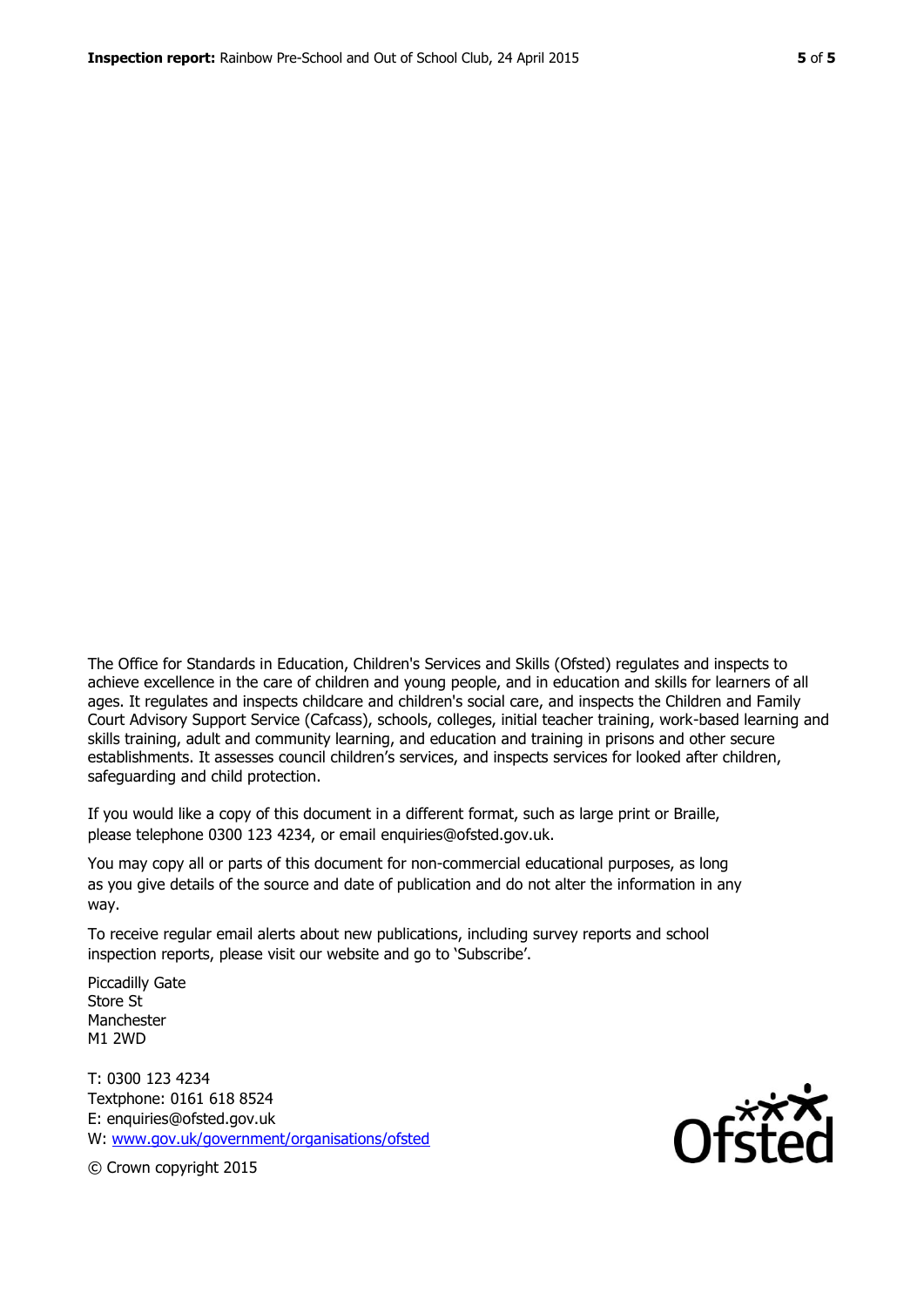The Office for Standards in Education, Children's Services and Skills (Ofsted) regulates and inspects to achieve excellence in the care of children and young people, and in education and skills for learners of all ages. It regulates and inspects childcare and children's social care, and inspects the Children and Family Court Advisory Support Service (Cafcass), schools, colleges, initial teacher training, work-based learning and skills training, adult and community learning, and education and training in prisons and other secure establishments. It assesses council children's services, and inspects services for looked after children, safeguarding and child protection.

If you would like a copy of this document in a different format, such as large print or Braille, please telephone 0300 123 4234, or email enquiries@ofsted.gov.uk.

You may copy all or parts of this document for non-commercial educational purposes, as long as you give details of the source and date of publication and do not alter the information in any way.

To receive regular email alerts about new publications, including survey reports and school inspection reports, please visit our website and go to 'Subscribe'.

Piccadilly Gate
Store St
Manchester
M1 2WD

T: 0300 123 4234
Textphone: 0161 618 8524
E: enquiries@ofsted.gov.uk
W: www.gov.uk/government/organisations/ofsted

© Crown copyright 2015